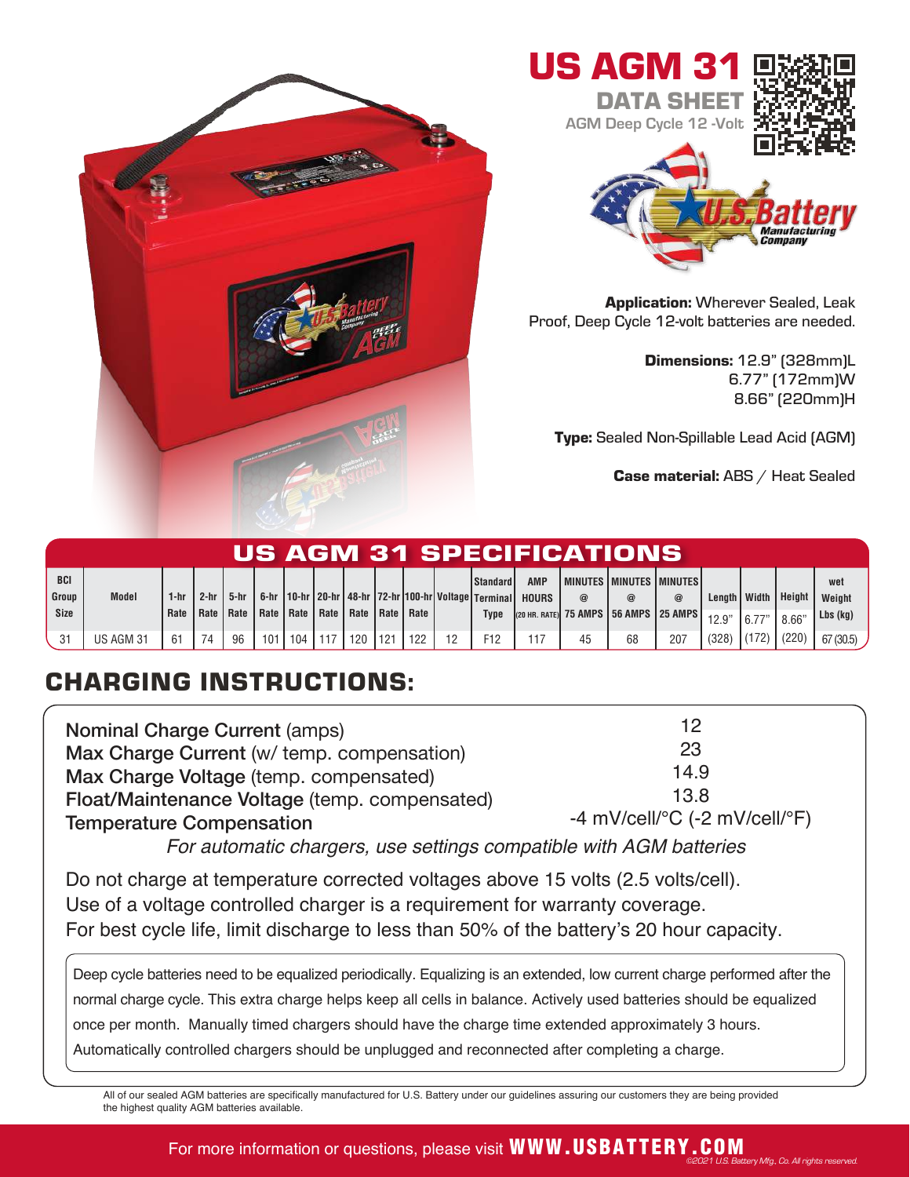# US AGM 31

## DATA SHEET

AGM Deep Cycle 12 -Volt

**Application:** Wherever Sealed, Leak Proof, Deep Cycle 12-volt batteries are needed.

**Dimensions:** 12.9" (328mm)L
6.77" (172mm)W
8.66" (220mm)H

**Type:** Sealed Non-Spillable Lead Acid (AGM)

**Case material:** ABS / Heat Sealed

## US AGM 31 SPECIFICATIONS

| BCI Group Size | Model | 1-hr Rate | 2-hr Rate | 5-hr Rate | 6-hr Rate | 10-hr Rate | 20-hr Rate | 48-hr Rate | 72-hr Rate | 100-hr Rate | Voltage | Standard Terminal Type | AMP HOURS (20 HR. RATE) | MINUTES @ 75 AMPS | MINUTES @ 56 AMPS | MINUTES @ 25 AMPS | Length 12.9" | Width 6.77" | Height 8.66" | wet Weight Lbs (kg) |
|---|---|---|---|---|---|---|---|---|---|---|---|---|---|---|---|---|---|---|---|---|
| 31 | US AGM 31 | 61 | 74 | 96 | 101 | 104 | 117 | 120 | 121 | 122 | 12 | F12 | 117 | 45 | 68 | 207 | (328) | (172) | (220) | 67 (30.5) |

## CHARGING INSTRUCTIONS:

| | |
|---|---|
| Nominal Charge Current (amps) | 12 |
| Max Charge Current (w/ temp. compensation) | 23 |
| Max Charge Voltage (temp. compensated) | 14.9 |
| Float/Maintenance Voltage (temp. compensated) | 13.8 |
| Temperature Compensation | -4 mV/cell/°C (-2 mV/cell/°F) |

*For automatic chargers, use settings compatible with AGM batteries*

Do not charge at temperature corrected voltages above 15 volts (2.5 volts/cell).
Use of a voltage controlled charger is a requirement for warranty coverage.
For best cycle life, limit discharge to less than 50% of the battery's 20 hour capacity.

Deep cycle batteries need to be equalized periodically. Equalizing is an extended, low current charge performed after the normal charge cycle. This extra charge helps keep all cells in balance. Actively used batteries should be equalized once per month. Manually timed chargers should have the charge time extended approximately 3 hours. Automatically controlled chargers should be unplugged and reconnected after completing a charge.

All of our sealed AGM batteries are specifically manufactured for U.S. Battery under our guidelines assuring our customers they are being provided the highest quality AGM batteries available.

For more information or questions, please visit **WWW.USBATTERY.COM**

*©2021 U.S. Battery Mfg., Co. All rights reserved.*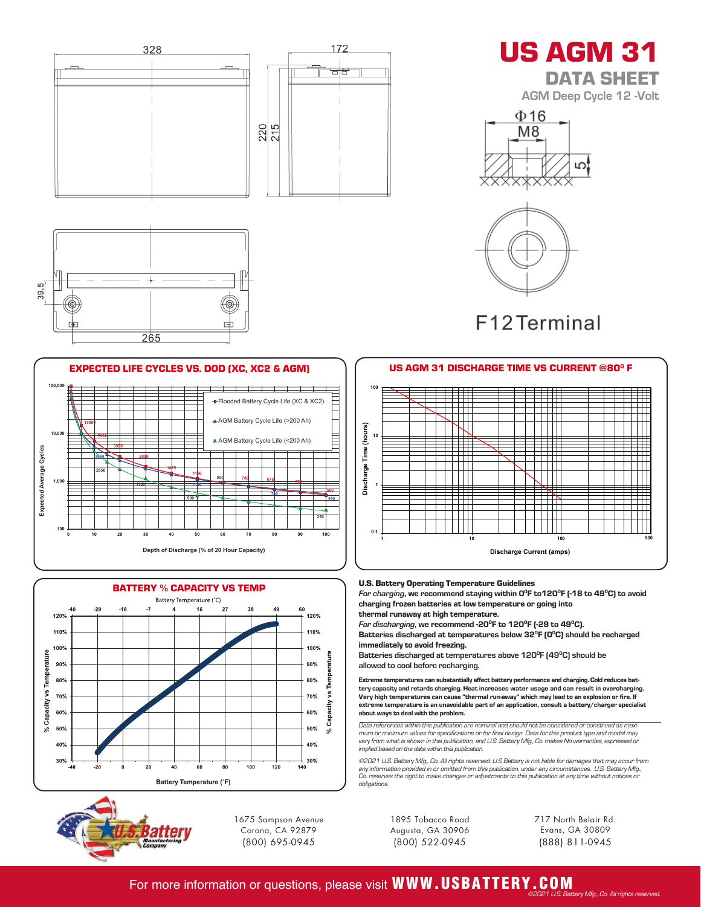# US AGM 31

## DATA SHEET

AGM Deep Cycle 12 -Volt

328

172

220

215

39.5

265

Φ16

M8

5

F12Terminal

### EXPECTED LIFE CYCLES VS. DOD (XC, XC2 & AGM)

Expected Average Cycles

100,000

10,000

1,000

100

0 10 20 30 40 50 60 70 80 90 100

Depth of Discharge (% of 20 Hour Capacity)

Flooded Battery Cycle Life (XC & XC2)

AGM Battery Cycle Life (>200 Ah)

AGM Battery Cycle Life (<200 Ah)

15000

7000

3300

3550

2550

2050

1150

1475

1150

1100

500

950

780

675

780

550

500

550

250

### US AGM 31 DISCHARGE TIME VS CURRENT @80° F

Discharge Time (hours)

100

10

1

0.1

1 10 100 500

Discharge Current (amps)

### BATTERY % CAPACITY VS TEMP

Battery Temperature (˚C)

-40 -29 -18 -7 4 16 27 38 49 60

% Capacity vs Temperature

120% 110% 100% 90% 80% 70% 60% 50% 40% 30%

-40 -20 0 20 40 60 80 100 120 140

Battery Temperature (˚F)

**U.S. Battery Operating Temperature Guidelines**

***For charging*, we recommend staying within 0°F to120°F (-18 to 49°C) to avoid charging frozen batteries at low temperature or going into thermal runaway at high temperature.**

***For discharging*, we recommend -20°F to 120°F (-29 to 49°C).**

**Batteries discharged at temperatures below 32°F (0°C) should be recharged immediately to avoid freezing.**

**Batteries discharged at temperatures above 120°F (49°C) should be allowed to cool before recharging.**

**Extreme temperatures can substantially affect battery performance and charging. Cold reduces battery capacity and retards charging. Heat increases water usage and can result in overcharging. Very high temperatures can cause "thermal run-away" which may lead to an explosion or fire. If extreme temperature is an unavoidable part of an application, consult a battery/charger specialist about ways to deal with the problem.**

*Data references within this publication are nominal and should not be considered or construed as maximum or minimum values for specifications or for final design. Data for this product type and model may vary from what is shown in this publication, and U.S. Battery Mfg., Co. makes No warranties, expressed or implied based on the data within this publication.*

*©2021 U.S. Battery Mfg., Co. All rights reserved. U.S Battery is not liable for damages that may occur from any information provided in or omitted from this publication, under any circumstances. U.S. Battery Mfg., Co. reserves the right to make changes or adjustments to this publication at any time without notices or obligations.*

U.S. Battery Manufacturing Company

1675 Sampson Avenue
Corona, CA 92879
(800) 695-0945

1895 Tobacco Road
Augusta, GA 30906
(800) 522-0945

717 North Belair Rd.
Evans, GA 30809
(888) 811-0945

For more information or questions, please visit **WWW.USBATTERY.COM**

*©2021 U.S. Battery Mfg., Co. All rights reserved.*